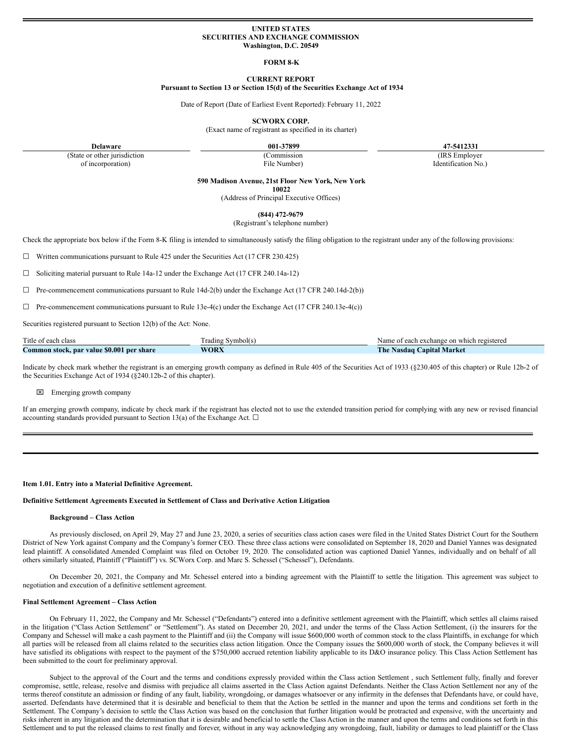UNITED STATES
SECURITIES AND EXCHANGE COMMISSION
Washington, D.C. 20549

FORM 8-K

CURRENT REPORT
Pursuant to Section 13 or Section 15(d) of the Securities Exchange Act of 1934

Date of Report (Date of Earliest Event Reported): February 11, 2022

**SCWORX CORP.**
(Exact name of registrant as specified in its charter)

| Delaware | 001-37899 | 47-5412331 |
|---|---|---|
| (State or other jurisdiction of incorporation) | (Commission File Number) | (IRS Employer Identification No.) |

**590 Madison Avenue, 21st Floor New York, New York 10022**
(Address of Principal Executive Offices)

**(844) 472-9679**
(Registrant's telephone number)

Check the appropriate box below if the Form 8-K filing is intended to simultaneously satisfy the filing obligation to the registrant under any of the following provisions:

☐ Written communications pursuant to Rule 425 under the Securities Act (17 CFR 230.425)

☐ Soliciting material pursuant to Rule 14a-12 under the Exchange Act (17 CFR 240.14a-12)

☐ Pre-commencement communications pursuant to Rule 14d-2(b) under the Exchange Act (17 CFR 240.14d-2(b))

☐ Pre-commencement communications pursuant to Rule 13e-4(c) under the Exchange Act (17 CFR 240.13e-4(c))

Securities registered pursuant to Section 12(b) of the Act: None.

| Title of each class | Trading Symbol(s) | Name of each exchange on which registered |
|---|---|---|
| **Common stock, par value $0.001 per share** | **WORX** | **The Nasdaq Capital Market** |

Indicate by check mark whether the registrant is an emerging growth company as defined in Rule 405 of the Securities Act of 1933 (§230.405 of this chapter) or Rule 12b-2 of the Securities Exchange Act of 1934 (§240.12b-2 of this chapter).

☒ Emerging growth company

If an emerging growth company, indicate by check mark if the registrant has elected not to use the extended transition period for complying with any new or revised financial accounting standards provided pursuant to Section 13(a) of the Exchange Act. ☐

**Item 1.01. Entry into a Material Definitive Agreement.**

**Definitive Settlement Agreements Executed in Settlement of Class and Derivative Action Litigation**

**Background – Class Action**

As previously disclosed, on April 29, May 27 and June 23, 2020, a series of securities class action cases were filed in the United States District Court for the Southern District of New York against Company and the Company's former CEO. These three class actions were consolidated on September 18, 2020 and Daniel Yannes was designated lead plaintiff. A consolidated Amended Complaint was filed on October 19, 2020. The consolidated action was captioned Daniel Yannes, individually and on behalf of all others similarly situated, Plaintiff ("Plaintiff") vs. SCWorx Corp. and Marc S. Schessel ("Schessel"), Defendants.

On December 20, 2021, the Company and Mr. Schessel entered into a binding agreement with the Plaintiff to settle the litigation. This agreement was subject to negotiation and execution of a definitive settlement agreement.

**Final Settlement Agreement – Class Action**

On February 11, 2022, the Company and Mr. Schessel ("Defendants") entered into a definitive settlement agreement with the Plaintiff, which settles all claims raised in the litigation ("Class Action Settlement" or "Settlement"). As stated on December 20, 2021, and under the terms of the Class Action Settlement, (i) the insurers for the Company and Schessel will make a cash payment to the Plaintiff and (ii) the Company will issue $600,000 worth of common stock to the class Plaintiffs, in exchange for which all parties will be released from all claims related to the securities class action litigation. Once the Company issues the $600,000 worth of stock, the Company believes it will have satisfied its obligations with respect to the payment of the $750,000 accrued retention liability applicable to its D&O insurance policy. This Class Action Settlement has been submitted to the court for preliminary approval.

Subject to the approval of the Court and the terms and conditions expressly provided within the Class action Settlement , such Settlement fully, finally and forever compromise, settle, release, resolve and dismiss with prejudice all claims asserted in the Class Action against Defendants. Neither the Class Action Settlement nor any of the terms thereof constitute an admission or finding of any fault, liability, wrongdoing, or damages whatsoever or any infirmity in the defenses that Defendants have, or could have, asserted. Defendants have determined that it is desirable and beneficial to them that the Action be settled in the manner and upon the terms and conditions set forth in the Settlement. The Company's decision to settle the Class Action was based on the conclusion that further litigation would be protracted and expensive, with the uncertainty and risks inherent in any litigation and the determination that it is desirable and beneficial to settle the Class Action in the manner and upon the terms and conditions set forth in this Settlement and to put the released claims to rest finally and forever, without in any way acknowledging any wrongdoing, fault, liability or damages to lead plaintiff or the Class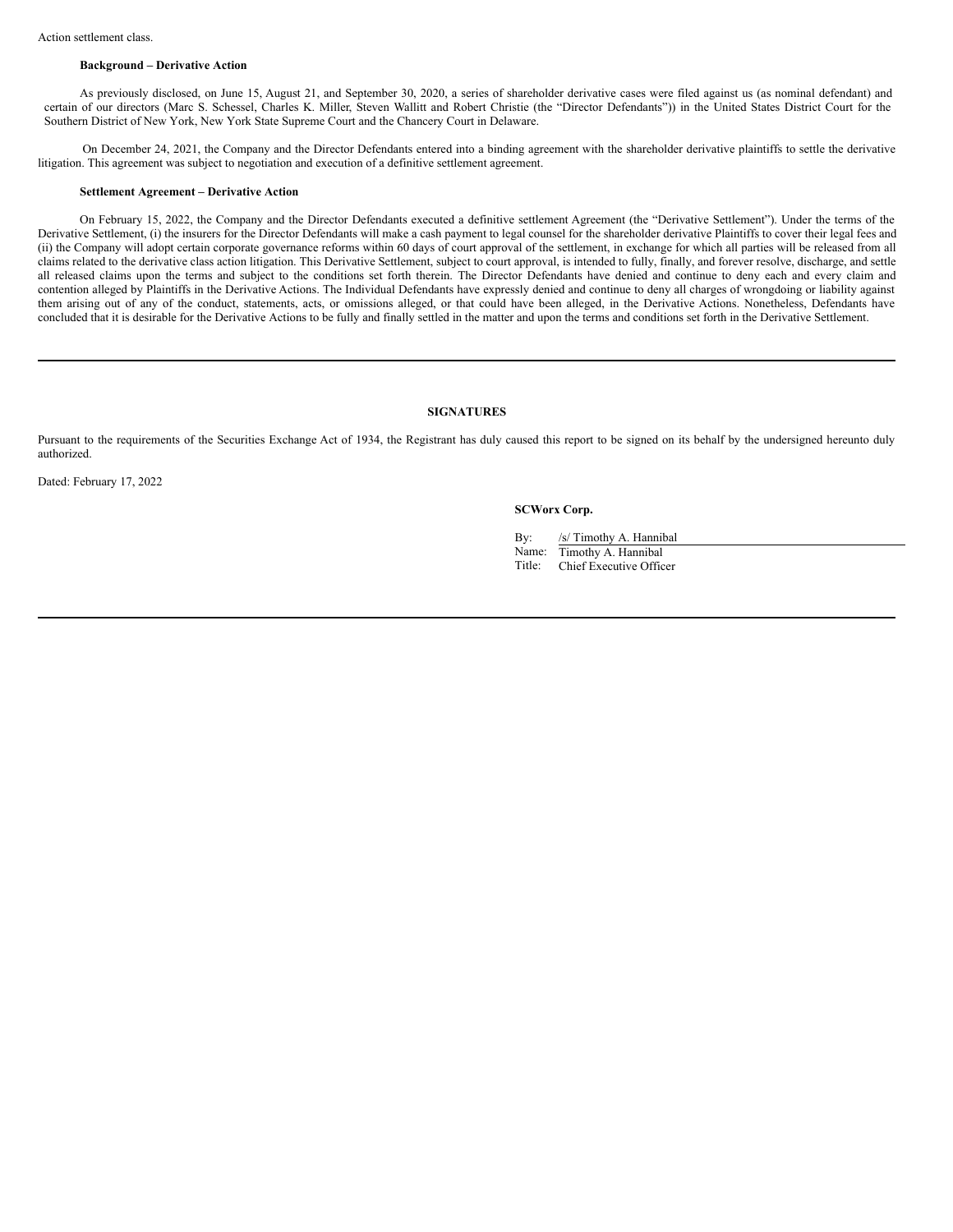Action settlement class.

**Background – Derivative Action**

As previously disclosed, on June 15, August 21, and September 30, 2020, a series of shareholder derivative cases were filed against us (as nominal defendant) and certain of our directors (Marc S. Schessel, Charles K. Miller, Steven Wallitt and Robert Christie (the "Director Defendants")) in the United States District Court for the Southern District of New York, New York State Supreme Court and the Chancery Court in Delaware.

On December 24, 2021, the Company and the Director Defendants entered into a binding agreement with the shareholder derivative plaintiffs to settle the derivative litigation. This agreement was subject to negotiation and execution of a definitive settlement agreement.

**Settlement Agreement – Derivative Action**

On February 15, 2022, the Company and the Director Defendants executed a definitive settlement Agreement (the "Derivative Settlement"). Under the terms of the Derivative Settlement, (i) the insurers for the Director Defendants will make a cash payment to legal counsel for the shareholder derivative Plaintiffs to cover their legal fees and (ii) the Company will adopt certain corporate governance reforms within 60 days of court approval of the settlement, in exchange for which all parties will be released from all claims related to the derivative class action litigation. This Derivative Settlement, subject to court approval, is intended to fully, finally, and forever resolve, discharge, and settle all released claims upon the terms and subject to the conditions set forth therein. The Director Defendants have denied and continue to deny each and every claim and contention alleged by Plaintiffs in the Derivative Actions. The Individual Defendants have expressly denied and continue to deny all charges of wrongdoing or liability against them arising out of any of the conduct, statements, acts, or omissions alleged, or that could have been alleged, in the Derivative Actions. Nonetheless, Defendants have concluded that it is desirable for the Derivative Actions to be fully and finally settled in the matter and upon the terms and conditions set forth in the Derivative Settlement.

---

**SIGNATURES**

Pursuant to the requirements of the Securities Exchange Act of 1934, the Registrant has duly caused this report to be signed on its behalf by the undersigned hereunto duly authorized.

Dated: February 17, 2022

**SCWorx Corp.**

By: /s/ Timothy A. Hannibal
Name: Timothy A. Hannibal
Title: Chief Executive Officer